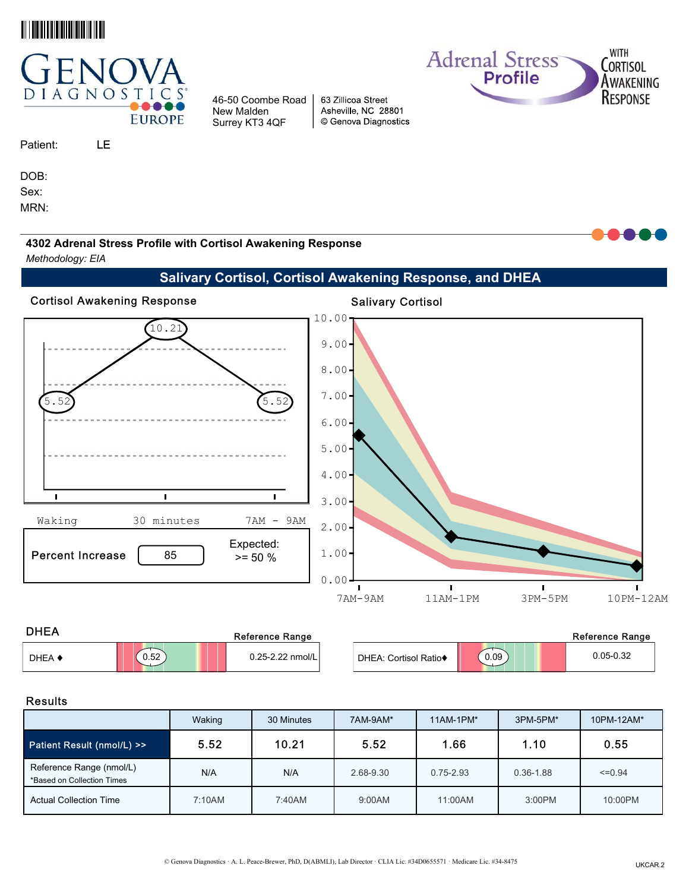GENOVA DIAGNOSTICS EUROPE

46-50 Coombe Road
New Malden
Surrey KT3 4QF

63 Zillicoa Street
Asheville, NC 28801
© Genova Diagnostics

Adrenal Stress Profile WITH CORTISOL AWAKENING RESPONSE

Patient: LE

DOB:
Sex:
MRN:

**4302 Adrenal Stress Profile with Cortisol Awakening Response**

*Methodology: EIA*

## Salivary Cortisol, Cortisol Awakening Response, and DHEA

### Cortisol Awakening Response

Waking: 5.52 — 30 minutes: 10.21 — 7AM - 9AM: 5.52

| Percent Increase | 85 | Expected: >= 50 % |
|---|---|---|

### Salivary Cortisol

7AM-9AM: 5.52 — 11AM-1PM: 1.66 — 3PM-5PM: 1.10 — 10PM-12AM: 0.55

### DHEA

| | Result | Reference Range |
|---|---|---|
| DHEA ♦ | 0.52 | 0.25-2.22 nmol/L |
| DHEA: Cortisol Ratio♦ | 0.09 | 0.05-0.32 |

### Results

| | Waking | 30 Minutes | 7AM-9AM* | 11AM-1PM* | 3PM-5PM* | 10PM-12AM* |
|---|---|---|---|---|---|---|
| Patient Result (nmol/L) >> | 5.52 | 10.21 | 5.52 | 1.66 | 1.10 | 0.55 |
| Reference Range (nmol/L) *Based on Collection Times | N/A | N/A | 2.68-9.30 | 0.75-2.93 | 0.36-1.88 | <=0.94 |
| Actual Collection Time | 7:10AM | 7:40AM | 9:00AM | 11:00AM | 3:00PM | 10:00PM |

© Genova Diagnostics · A. L. Peace-Brewer, PhD, D(ABMLI), Lab Director · CLIA Lic. #34D0655571 · Medicare Lic. #34-8475

UKCAR.2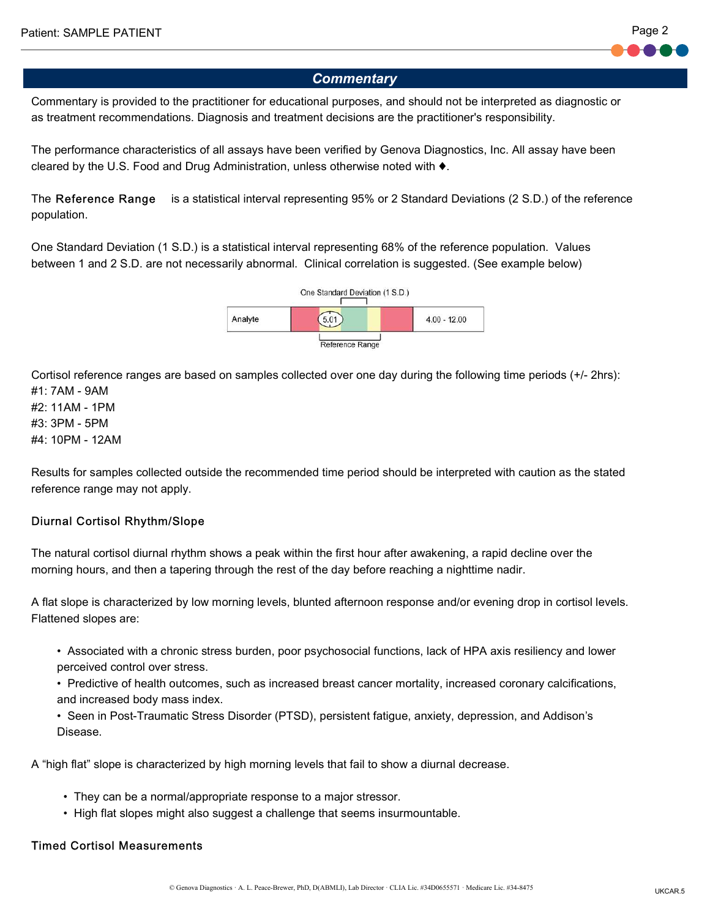## Commentary

Commentary is provided to the practitioner for educational purposes, and should not be interpreted as diagnostic or as treatment recommendations. Diagnosis and treatment decisions are the practitioner's responsibility.

The performance characteristics of all assays have been verified by Genova Diagnostics, Inc. All assay have been cleared by the U.S. Food and Drug Administration, unless otherwise noted with ♦.

The **Reference Range** is a statistical interval representing 95% or 2 Standard Deviations (2 S.D.) of the reference population.

One Standard Deviation (1 S.D.) is a statistical interval representing 68% of the reference population. Values between 1 and 2 S.D. are not necessarily abnormal. Clinical correlation is suggested. (See example below)

One Standard Deviation (1 S.D.)

| Analyte | 5.01 | 4.00 - 12.00 |
|---|---|---|

Reference Range

Cortisol reference ranges are based on samples collected over one day during the following time periods (+/- 2hrs):
#1: 7AM - 9AM
#2: 11AM - 1PM
#3: 3PM - 5PM
#4: 10PM - 12AM

Results for samples collected outside the recommended time period should be interpreted with caution as the stated reference range may not apply.

### Diurnal Cortisol Rhythm/Slope

The natural cortisol diurnal rhythm shows a peak within the first hour after awakening, a rapid decline over the morning hours, and then a tapering through the rest of the day before reaching a nighttime nadir.

A flat slope is characterized by low morning levels, blunted afternoon response and/or evening drop in cortisol levels. Flattened slopes are:

- Associated with a chronic stress burden, poor psychosocial functions, lack of HPA axis resiliency and lower perceived control over stress.
- Predictive of health outcomes, such as increased breast cancer mortality, increased coronary calcifications, and increased body mass index.
- Seen in Post-Traumatic Stress Disorder (PTSD), persistent fatigue, anxiety, depression, and Addison's Disease.

A "high flat" slope is characterized by high morning levels that fail to show a diurnal decrease.

- They can be a normal/appropriate response to a major stressor.
- High flat slopes might also suggest a challenge that seems insurmountable.

### Timed Cortisol Measurements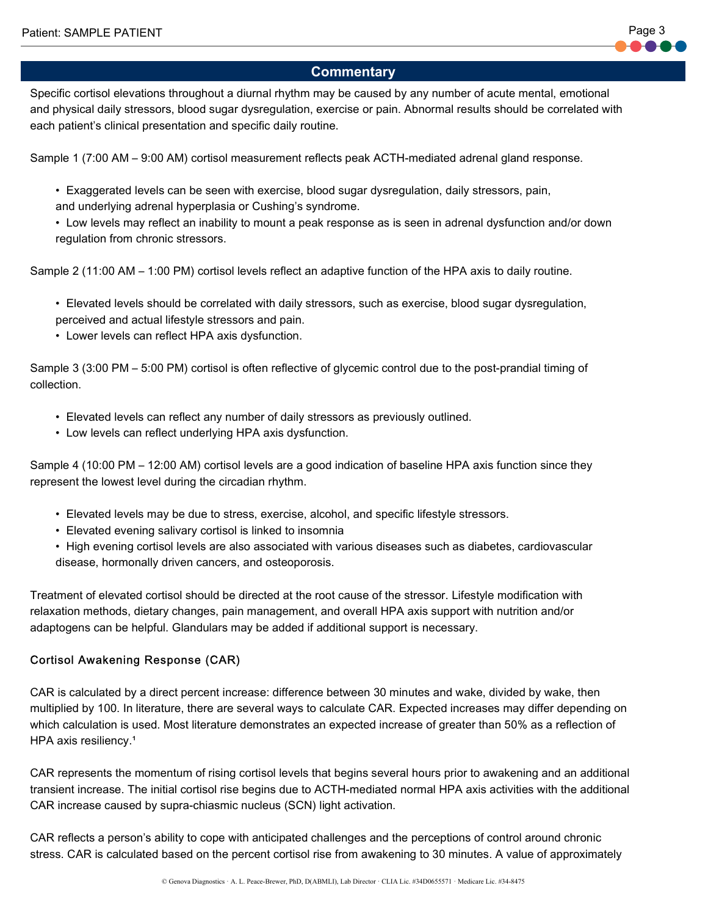## Commentary

Specific cortisol elevations throughout a diurnal rhythm may be caused by any number of acute mental, emotional and physical daily stressors, blood sugar dysregulation, exercise or pain. Abnormal results should be correlated with each patient's clinical presentation and specific daily routine.

Sample 1 (7:00 AM – 9:00 AM) cortisol measurement reflects peak ACTH-mediated adrenal gland response.

- Exaggerated levels can be seen with exercise, blood sugar dysregulation, daily stressors, pain, and underlying adrenal hyperplasia or Cushing's syndrome.
- Low levels may reflect an inability to mount a peak response as is seen in adrenal dysfunction and/or down regulation from chronic stressors.

Sample 2 (11:00 AM – 1:00 PM) cortisol levels reflect an adaptive function of the HPA axis to daily routine.

- Elevated levels should be correlated with daily stressors, such as exercise, blood sugar dysregulation, perceived and actual lifestyle stressors and pain.
- Lower levels can reflect HPA axis dysfunction.

Sample 3 (3:00 PM – 5:00 PM) cortisol is often reflective of glycemic control due to the post-prandial timing of collection.

- Elevated levels can reflect any number of daily stressors as previously outlined.
- Low levels can reflect underlying HPA axis dysfunction.

Sample 4 (10:00 PM – 12:00 AM) cortisol levels are a good indication of baseline HPA axis function since they represent the lowest level during the circadian rhythm.

- Elevated levels may be due to stress, exercise, alcohol, and specific lifestyle stressors.
- Elevated evening salivary cortisol is linked to insomnia
- High evening cortisol levels are also associated with various diseases such as diabetes, cardiovascular disease, hormonally driven cancers, and osteoporosis.

Treatment of elevated cortisol should be directed at the root cause of the stressor. Lifestyle modification with relaxation methods, dietary changes, pain management, and overall HPA axis support with nutrition and/or adaptogens can be helpful. Glandulars may be added if additional support is necessary.

### Cortisol Awakening Response (CAR)

CAR is calculated by a direct percent increase: difference between 30 minutes and wake, divided by wake, then multiplied by 100. In literature, there are several ways to calculate CAR. Expected increases may differ depending on which calculation is used. Most literature demonstrates an expected increase of greater than 50% as a reflection of HPA axis resiliency.[1]

CAR represents the momentum of rising cortisol levels that begins several hours prior to awakening and an additional transient increase. The initial cortisol rise begins due to ACTH-mediated normal HPA axis activities with the additional CAR increase caused by supra-chiasmic nucleus (SCN) light activation.

CAR reflects a person's ability to cope with anticipated challenges and the perceptions of control around chronic stress. CAR is calculated based on the percent cortisol rise from awakening to 30 minutes. A value of approximately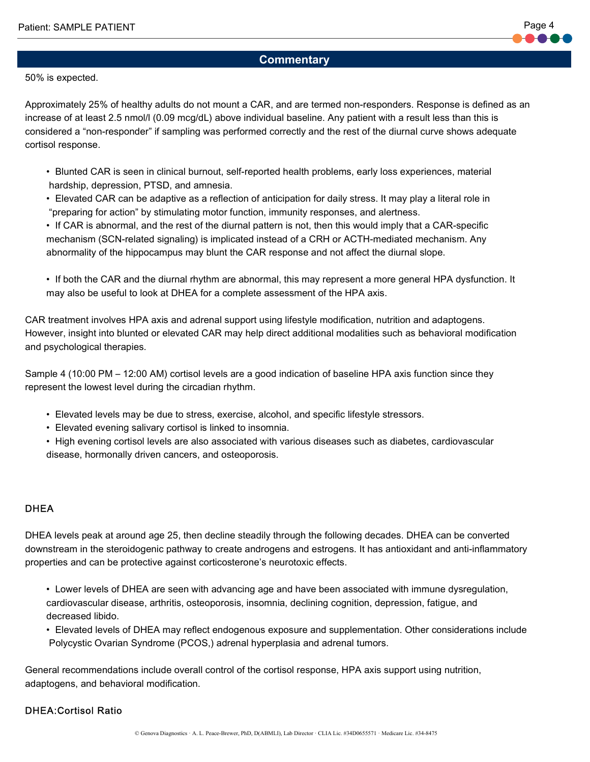## Commentary

50% is expected.

Approximately 25% of healthy adults do not mount a CAR, and are termed non-responders. Response is defined as an increase of at least 2.5 nmol/l (0.09 mcg/dL) above individual baseline. Any patient with a result less than this is considered a "non-responder" if sampling was performed correctly and the rest of the diurnal curve shows adequate cortisol response.

- Blunted CAR is seen in clinical burnout, self-reported health problems, early loss experiences, material hardship, depression, PTSD, and amnesia.
- Elevated CAR can be adaptive as a reflection of anticipation for daily stress. It may play a literal role in "preparing for action" by stimulating motor function, immunity responses, and alertness.
- If CAR is abnormal, and the rest of the diurnal pattern is not, then this would imply that a CAR-specific mechanism (SCN-related signaling) is implicated instead of a CRH or ACTH-mediated mechanism. Any abnormality of the hippocampus may blunt the CAR response and not affect the diurnal slope.

- If both the CAR and the diurnal rhythm are abnormal, this may represent a more general HPA dysfunction. It may also be useful to look at DHEA for a complete assessment of the HPA axis.

CAR treatment involves HPA axis and adrenal support using lifestyle modification, nutrition and adaptogens. However, insight into blunted or elevated CAR may help direct additional modalities such as behavioral modification and psychological therapies.

Sample 4 (10:00 PM – 12:00 AM) cortisol levels are a good indication of baseline HPA axis function since they represent the lowest level during the circadian rhythm.

- Elevated levels may be due to stress, exercise, alcohol, and specific lifestyle stressors.
- Elevated evening salivary cortisol is linked to insomnia.
- High evening cortisol levels are also associated with various diseases such as diabetes, cardiovascular disease, hormonally driven cancers, and osteoporosis.

### DHEA

DHEA levels peak at around age 25, then decline steadily through the following decades. DHEA can be converted downstream in the steroidogenic pathway to create androgens and estrogens. It has antioxidant and anti-inflammatory properties and can be protective against corticosterone's neurotoxic effects.

- Lower levels of DHEA are seen with advancing age and have been associated with immune dysregulation, cardiovascular disease, arthritis, osteoporosis, insomnia, declining cognition, depression, fatigue, and decreased libido.
- Elevated levels of DHEA may reflect endogenous exposure and supplementation. Other considerations include Polycystic Ovarian Syndrome (PCOS,) adrenal hyperplasia and adrenal tumors.

General recommendations include overall control of the cortisol response, HPA axis support using nutrition, adaptogens, and behavioral modification.

### DHEA:Cortisol Ratio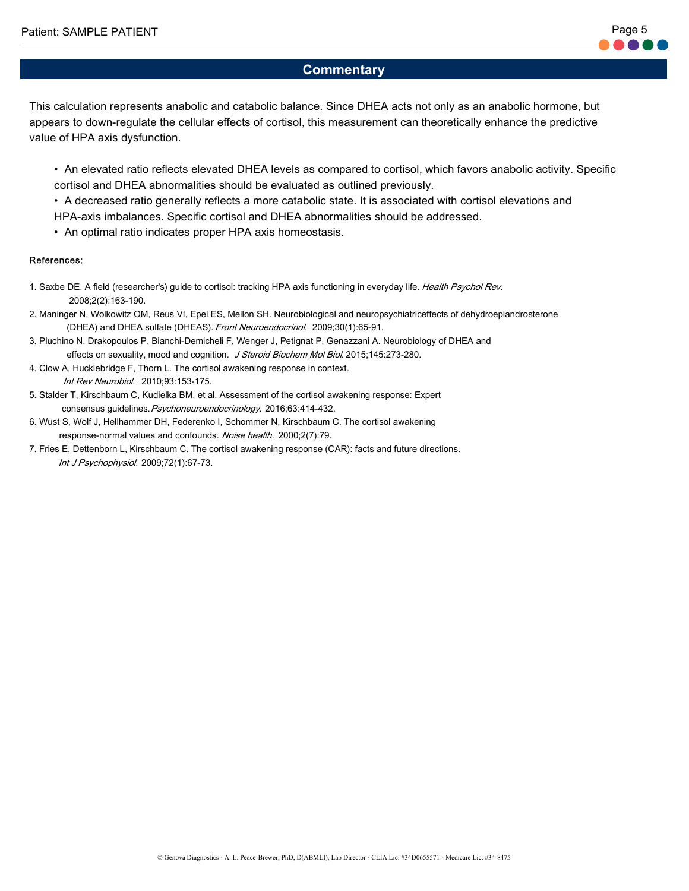## Commentary

This calculation represents anabolic and catabolic balance. Since DHEA acts not only as an anabolic hormone, but appears to down-regulate the cellular effects of cortisol, this measurement can theoretically enhance the predictive value of HPA axis dysfunction.

- An elevated ratio reflects elevated DHEA levels as compared to cortisol, which favors anabolic activity. Specific cortisol and DHEA abnormalities should be evaluated as outlined previously.
- A decreased ratio generally reflects a more catabolic state. It is associated with cortisol elevations and HPA-axis imbalances. Specific cortisol and DHEA abnormalities should be addressed.
- An optimal ratio indicates proper HPA axis homeostasis.

**References:**

1. Saxbe DE. A field (researcher's) guide to cortisol: tracking HPA axis functioning in everyday life. *Health Psychol Rev.* 2008;2(2):163-190.
2. Maninger N, Wolkowitz OM, Reus VI, Epel ES, Mellon SH. Neurobiological and neuropsychiatriceffects of dehydroepiandrosterone (DHEA) and DHEA sulfate (DHEAS). *Front Neuroendocrinol.* 2009;30(1):65-91.
3. Pluchino N, Drakopoulos P, Bianchi-Demicheli F, Wenger J, Petignat P, Genazzani A. Neurobiology of DHEA and effects on sexuality, mood and cognition. *J Steroid Biochem Mol Biol.* 2015;145:273-280.
4. Clow A, Hucklebridge F, Thorn L. The cortisol awakening response in context. *Int Rev Neurobiol.* 2010;93:153-175.
5. Stalder T, Kirschbaum C, Kudielka BM, et al. Assessment of the cortisol awakening response: Expert consensus guidelines. *Psychoneuroendocrinology.* 2016;63:414-432.
6. Wust S, Wolf J, Hellhammer DH, Federenko I, Schommer N, Kirschbaum C. The cortisol awakening response-normal values and confounds. *Noise health.* 2000;2(7):79.
7. Fries E, Dettenborn L, Kirschbaum C. The cortisol awakening response (CAR): facts and future directions. *Int J Psychophysiol.* 2009;72(1):67-73.